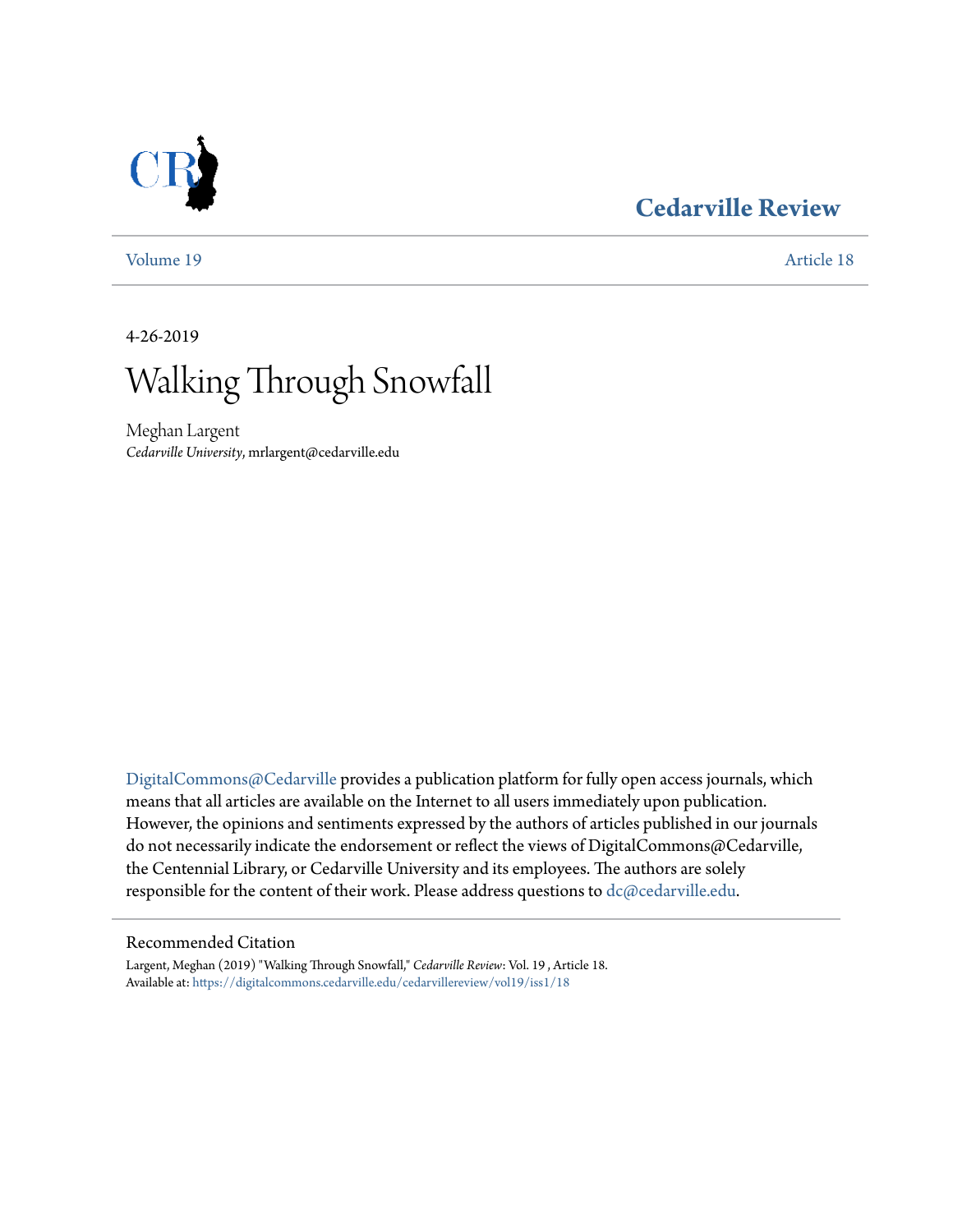Cedarville Review

Volume 19 | Article 18

4-26-2019

# Walking Through Snowfall

Meghan Largent
*Cedarville University*, mrlargent@cedarville.edu

DigitalCommons@Cedarville provides a publication platform for fully open access journals, which means that all articles are available on the Internet to all users immediately upon publication. However, the opinions and sentiments expressed by the authors of articles published in our journals do not necessarily indicate the endorsement or reflect the views of DigitalCommons@Cedarville, the Centennial Library, or Cedarville University and its employees. The authors are solely responsible for the content of their work. Please address questions to dc@cedarville.edu.

Recommended Citation

Largent, Meghan (2019) "Walking Through Snowfall," *Cedarville Review*: Vol. 19 , Article 18.
Available at: https://digitalcommons.cedarville.edu/cedarvillereview/vol19/iss1/18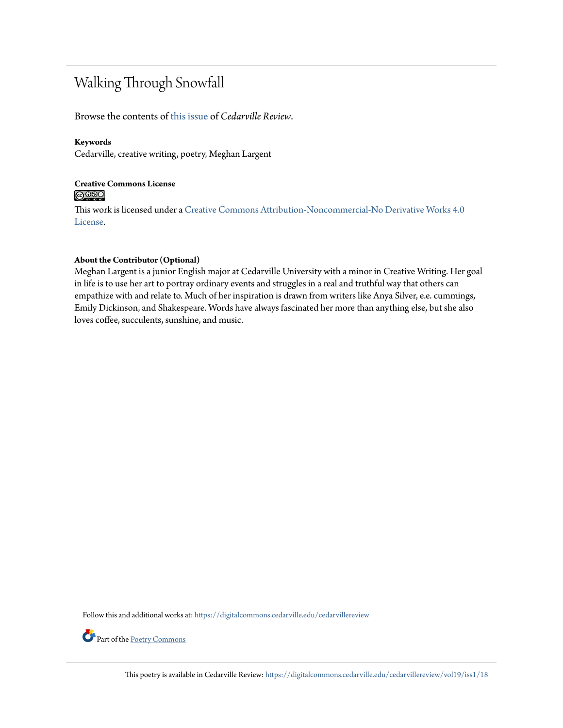# Walking Through Snowfall

Browse the contents of this issue of *Cedarville Review*.

**Keywords**

Cedarville, creative writing, poetry, Meghan Largent

**Creative Commons License**

This work is licensed under a Creative Commons Attribution-Noncommercial-No Derivative Works 4.0 License.

**About the Contributor (Optional)**

Meghan Largent is a junior English major at Cedarville University with a minor in Creative Writing. Her goal in life is to use her art to portray ordinary events and struggles in a real and truthful way that others can empathize with and relate to. Much of her inspiration is drawn from writers like Anya Silver, e.e. cummings, Emily Dickinson, and Shakespeare. Words have always fascinated her more than anything else, but she also loves coffee, succulents, sunshine, and music.

Follow this and additional works at: https://digitalcommons.cedarville.edu/cedarvillereview

Part of the Poetry Commons

This poetry is available in Cedarville Review: https://digitalcommons.cedarville.edu/cedarvillereview/vol19/iss1/18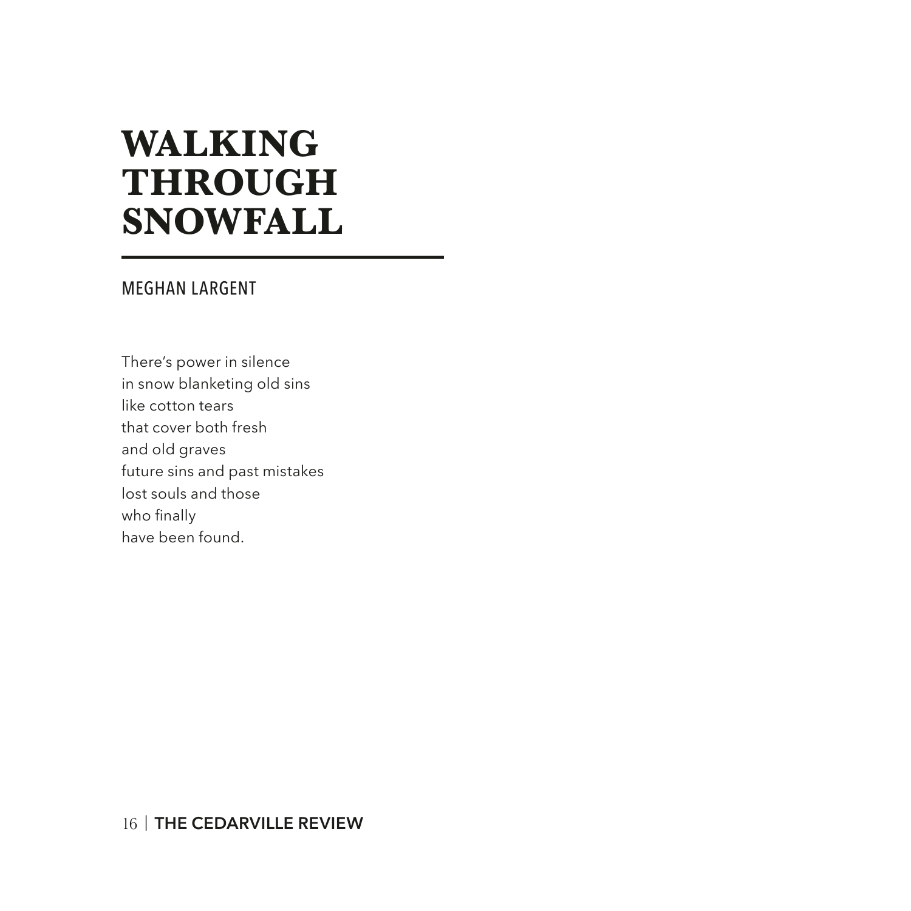# WALKING THROUGH SNOWFALL

MEGHAN LARGENT

There's power in silence  
in snow blanketing old sins  
like cotton tears  
that cover both fresh  
and old graves  
future sins and past mistakes  
lost souls and those  
who finally  
have been found.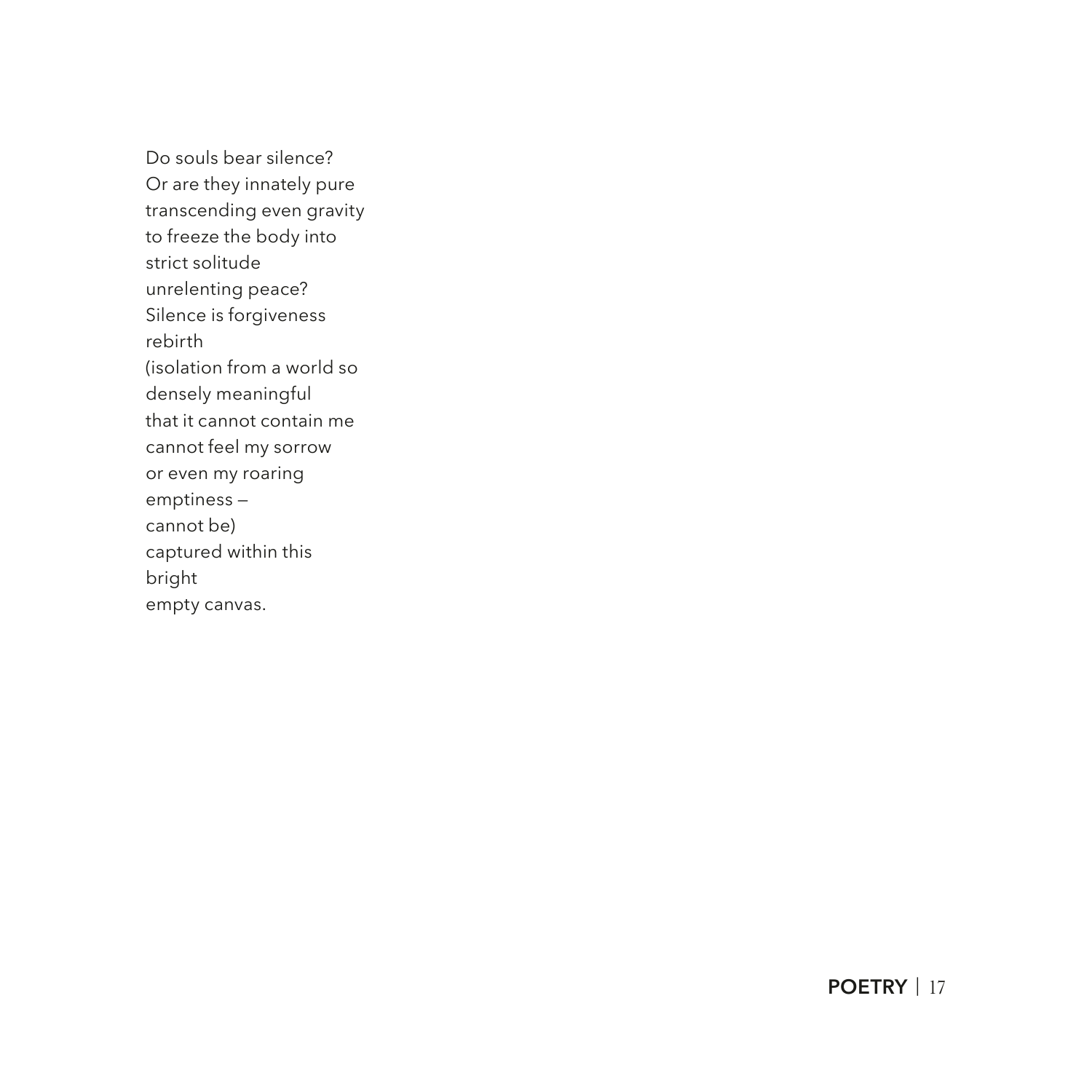Do souls bear silence?  
Or are they innately pure  
transcending even gravity  
to freeze the body into  
strict solitude  
unrelenting peace?  
Silence is forgiveness  
rebirth  
(isolation from a world so  
densely meaningful  
that it cannot contain me  
cannot feel my sorrow  
or even my roaring  
emptiness —  
cannot be)  
captured within this  
bright  
empty canvas.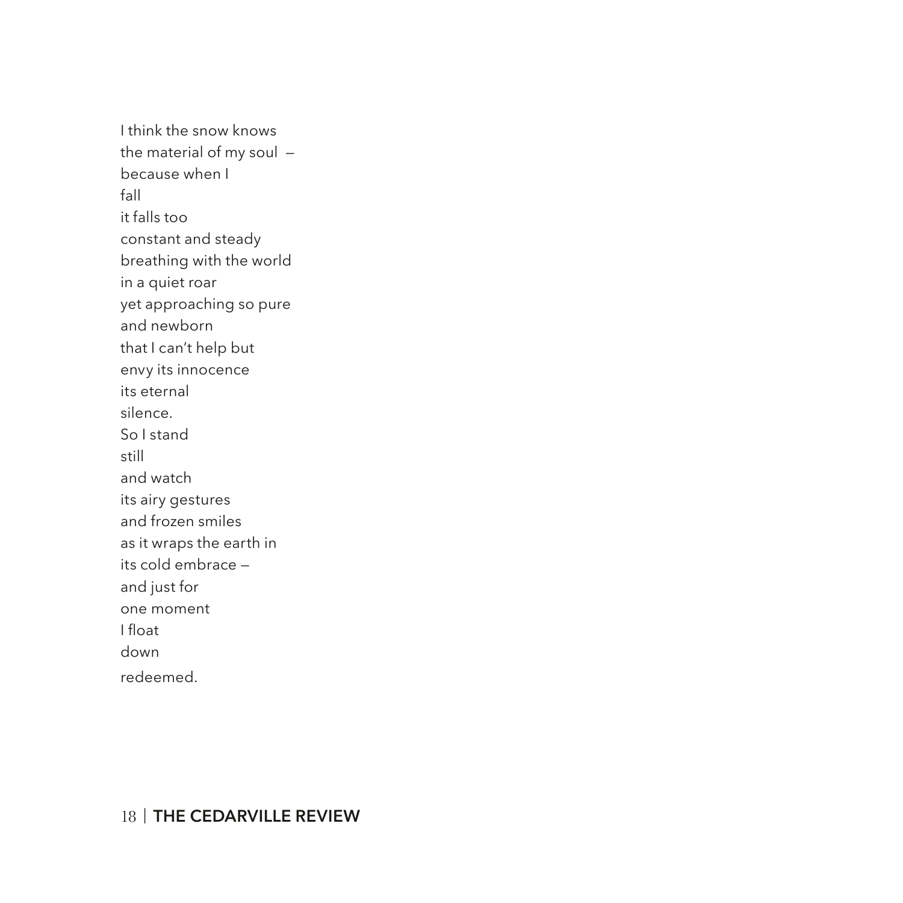I think the snow knows  
the material of my soul —  
because when I  
fall  
it falls too  
constant and steady  
breathing with the world  
in a quiet roar  
yet approaching so pure  
and newborn  
that I can't help but  
envy its innocence  
its eternal  
silence.  
So I stand  
still  
and watch  
its airy gestures  
and frozen smiles  
as it wraps the earth in  
its cold embrace —  
and just for  
one moment  
I float  
down  
redeemed.